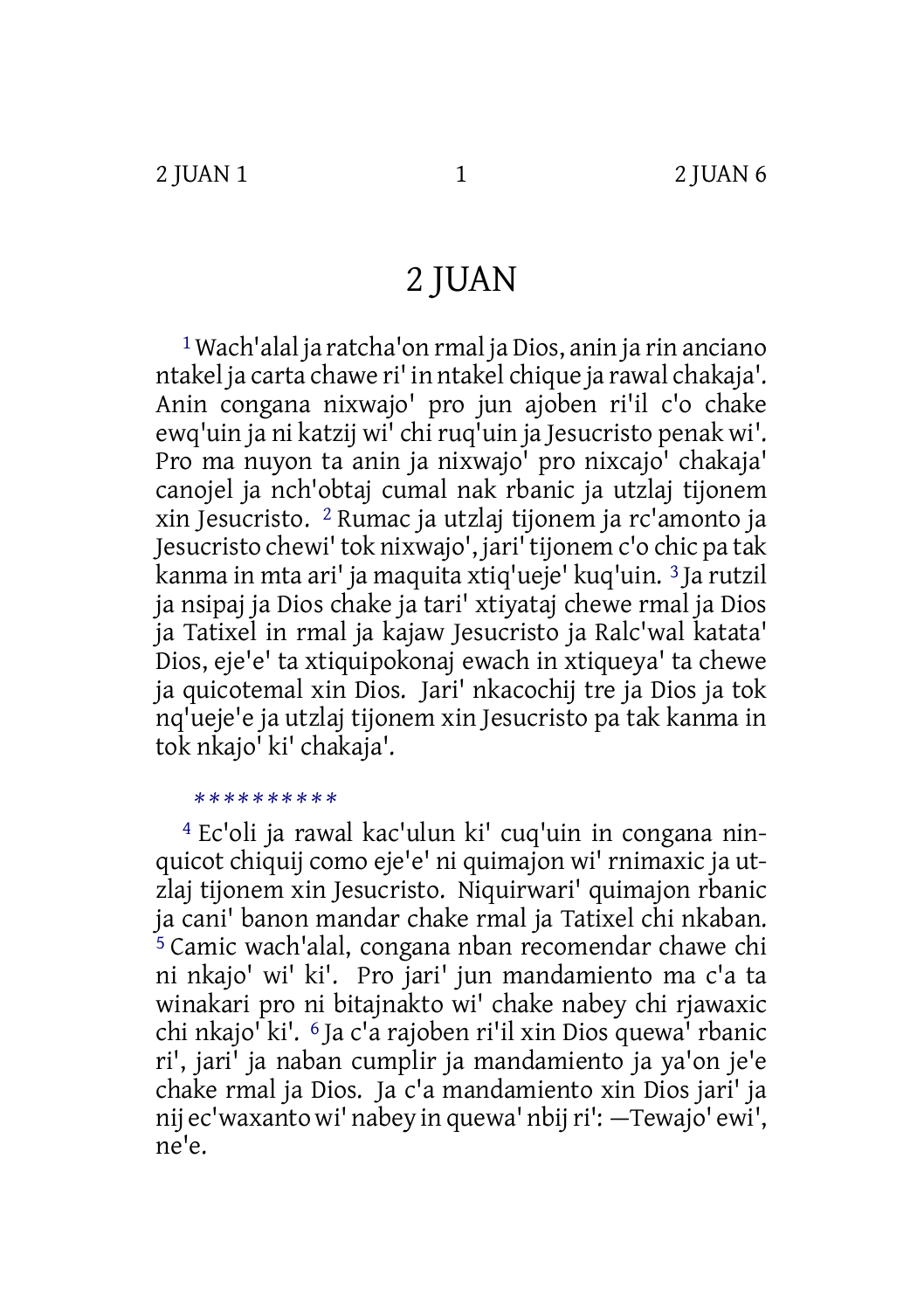# 2 JUAN

[1] Wach'alal ja ratcha'on rmal ja Dios, anin ja rin anciano ntakel ja carta chawe ri' in ntakel chique ja rawal chakaja'. Anin congana nixwajo' pro jun ajoben ri'il c'o chake ewq'uin ja ni katzij wi' chi ruq'uin ja Jesucristo penak wi'. Pro ma nuyon ta anin ja nixwajo' pro nixcajo' chakaja' canojel ja nch'obtaj cumal nak rbanic ja utzlaj tijonem xin Jesucristo. [2] Rumac ja utzlaj tijonem ja rc'amonto ja Jesucristo chewi' tok nixwajo', jari' tijonem c'o chic pa tak kanma in mta ari' ja maquita xtiq'ueje' kuq'uin. [3] Ja rutzil ja nsipaj ja Dios chake ja tari' xtiyataj chewe rmal ja Dios ja Tatixel in rmal ja kajaw Jesucristo ja Ralc'wal katata' Dios, eje'e' ta xtiquipokonaj ewach in xtiqueya' ta chewe ja quicotemal xin Dios. Jari' nkacochij tre ja Dios ja tok nq'ueje'e ja utzlaj tijonem xin Jesucristo pa tak kanma in tok nkajo' ki' chakaja'.

**********

[4] Ec'oli ja rawal kac'ulun ki' cuq'uin in congana ninquicot chiquij como eje'e' ni quimajon wi' rnimaxic ja utzlaj tijonem xin Jesucristo. Niquirwari' quimajon rbanic ja cani' banon mandar chake rmal ja Tatixel chi nkaban. [5] Camic wach'alal, congana nban recomendar chawe chi ni nkajo' wi' ki'. Pro jari' jun mandamiento ma c'a ta winakari pro ni bitajnakto wi' chake nabey chi rjawaxic chi nkajo' ki'. [6] Ja c'a rajoben ri'il xin Dios quewa' rbanic ri', jari' ja naban cumplir ja mandamiento ja ya'on je'e chake rmal ja Dios. Ja c'a mandamiento xin Dios jari' ja nij ec'waxanto wi' nabey in quewa' nbij ri': —Tewajo' ewi', ne'e.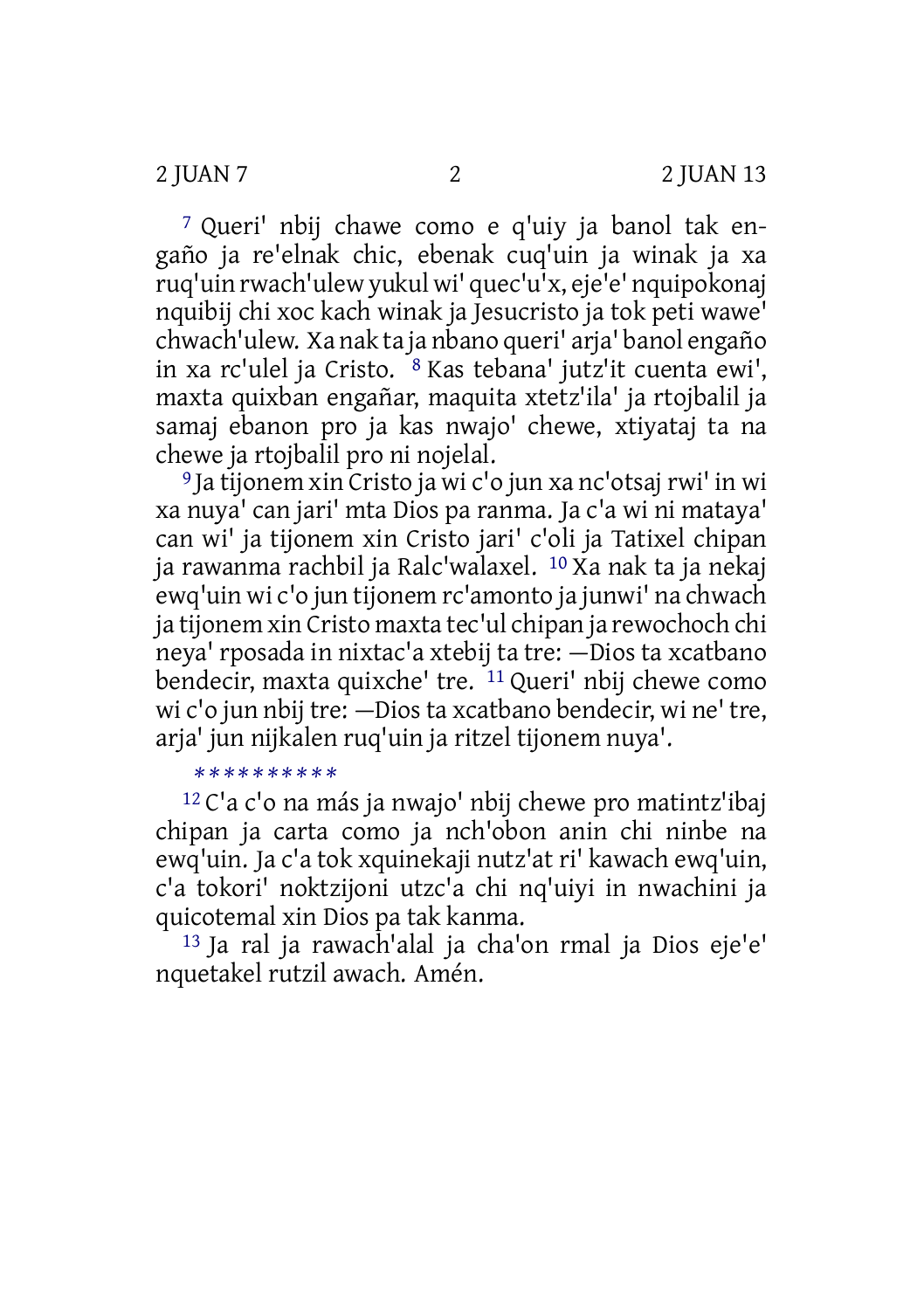[7] Queri' nbij chawe como e q'uiy ja banol tak engaño ja re'elnak chic, ebenak cuq'uin ja winak ja xa ruq'uin rwach'ulew yukul wi' quec'u'x, eje'e' nquipokonaj nquibij chi xoc kach winak ja Jesucristo ja tok peti wawe' chwach'ulew. Xa nak ta ja nbano queri' arja' banol engaño in xa rc'ulel ja Cristo. [8] Kas tebana' jutz'it cuenta ewi', maxta quixban engañar, maquita xtetz'ila' ja rtojbalil ja samaj ebanon pro ja kas nwajo' chewe, xtiyataj ta na chewe ja rtojbalil pro ni nojelal.

[9] Ja tijonem xin Cristo ja wi c'o jun xa nc'otsaj rwi' in wi xa nuya' can jari' mta Dios pa ranma. Ja c'a wi ni mataya' can wi' ja tijonem xin Cristo jari' c'oli ja Tatixel chipan ja rawanma rachbil ja Ralc'walaxel. [10] Xa nak ta ja nekaj ewq'uin wi c'o jun tijonem rc'amonto ja junwi' na chwach ja tijonem xin Cristo maxta tec'ul chipan ja rewochoch chi neya' rposada in nixtac'a xtebij ta tre: —Dios ta xcatbano bendecir, maxta quixche' tre. [11] Queri' nbij chewe como wi c'o jun nbij tre: —Dios ta xcatbano bendecir, wi ne' tre, arja' jun nijkalen ruq'uin ja ritzel tijonem nuya'.

**********

[12] C'a c'o na más ja nwajo' nbij chewe pro matintz'ibaj chipan ja carta como ja nch'obon anin chi ninbe na ewq'uin. Ja c'a tok xquinekaji nutz'at ri' kawach ewq'uin, c'a tokori' noktzijoni utzc'a chi nq'uiyi in nwachini ja quicotemal xin Dios pa tak kanma.

[13] Ja ral ja rawach'alal ja cha'on rmal ja Dios eje'e' nquetakel rutzil awach. Amén.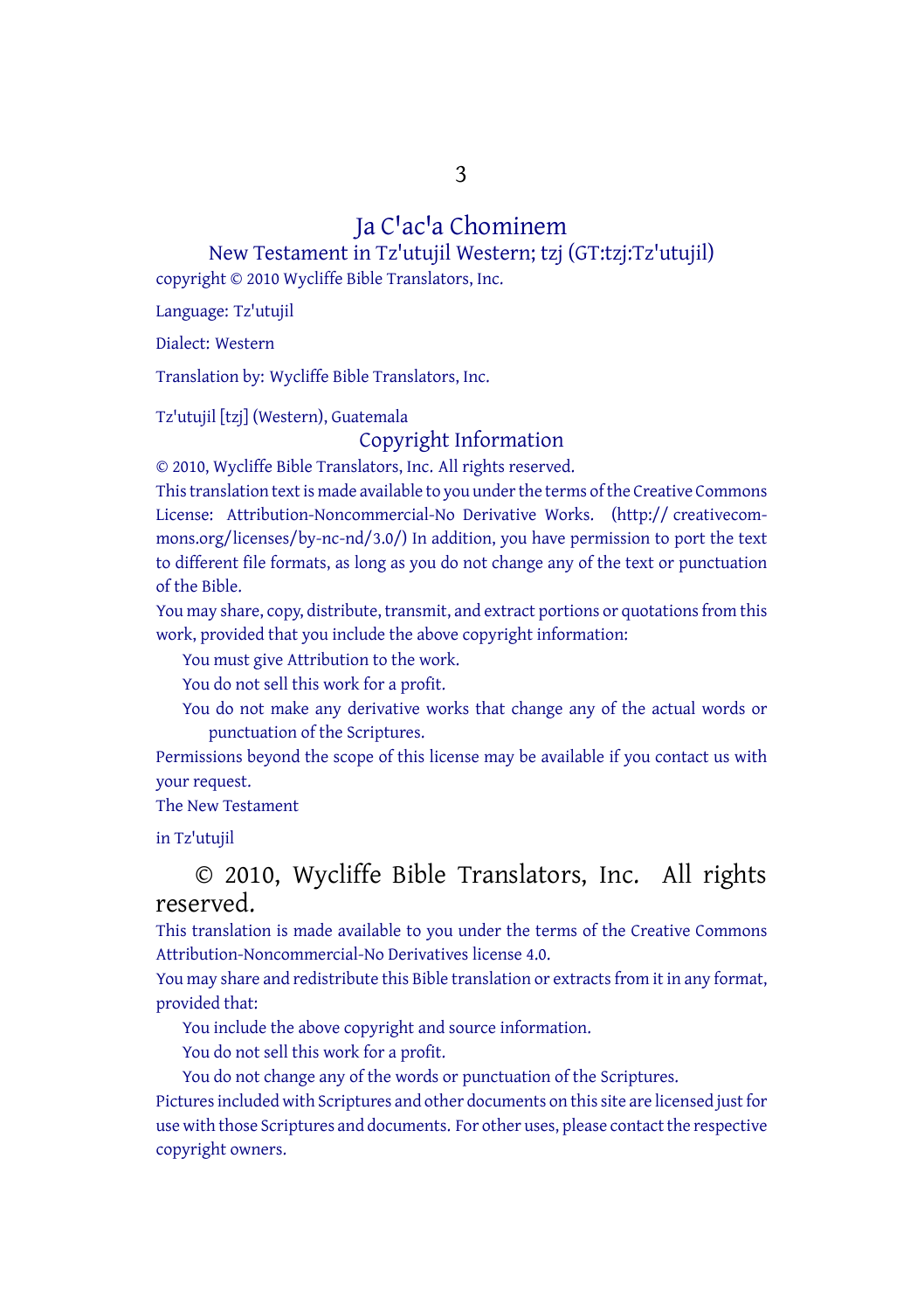# Ja C'ac'a Chominem

## New Testament in Tz'utujil Western; tzj (GT:tzj:Tz'utujil)

copyright © 2010 Wycliffe Bible Translators, Inc.

Language: Tz'utujil

Dialect: Western

Translation by: Wycliffe Bible Translators, Inc.

Tz'utujil [tzj] (Western), Guatemala

## Copyright Information

© 2010, Wycliffe Bible Translators, Inc. All rights reserved.

This translation text is made available to you under the terms of the Creative Commons License: Attribution-Noncommercial-No Derivative Works. (http:// creativecommons.org/licenses/by-nc-nd/3.0/) In addition, you have permission to port the text to different file formats, as long as you do not change any of the text or punctuation of the Bible.

You may share, copy, distribute, transmit, and extract portions or quotations from this work, provided that you include the above copyright information:

- You must give Attribution to the work.
- You do not sell this work for a profit.
- You do not make any derivative works that change any of the actual words or punctuation of the Scriptures.

Permissions beyond the scope of this license may be available if you contact us with your request.

The New Testament

in Tz'utujil

© 2010, Wycliffe Bible Translators, Inc. All rights reserved.

This translation is made available to you under the terms of the Creative Commons Attribution-Noncommercial-No Derivatives license 4.0.

You may share and redistribute this Bible translation or extracts from it in any format, provided that:

- You include the above copyright and source information.
- You do not sell this work for a profit.
- You do not change any of the words or punctuation of the Scriptures.

Pictures included with Scriptures and other documents on this site are licensed just for use with those Scriptures and documents. For other uses, please contact the respective copyright owners.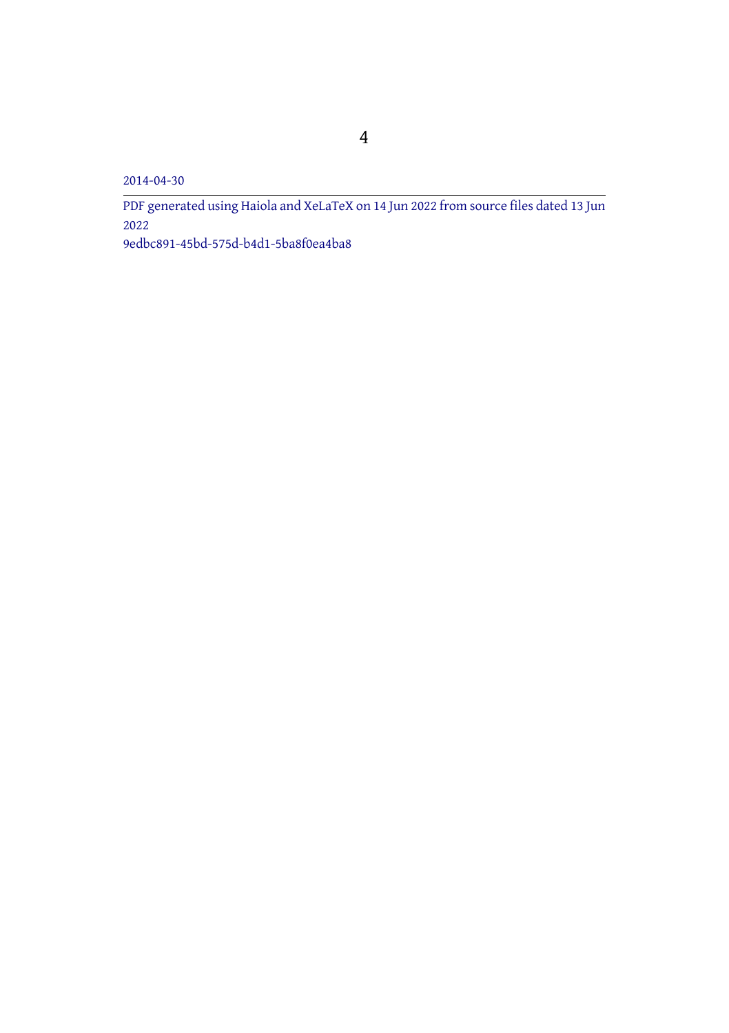2014-04-30

---

PDF generated using Haiola and XeLaTeX on 14 Jun 2022 from source files dated 13 Jun 2022

9edbc891-45bd-575d-b4d1-5ba8f0ea4ba8